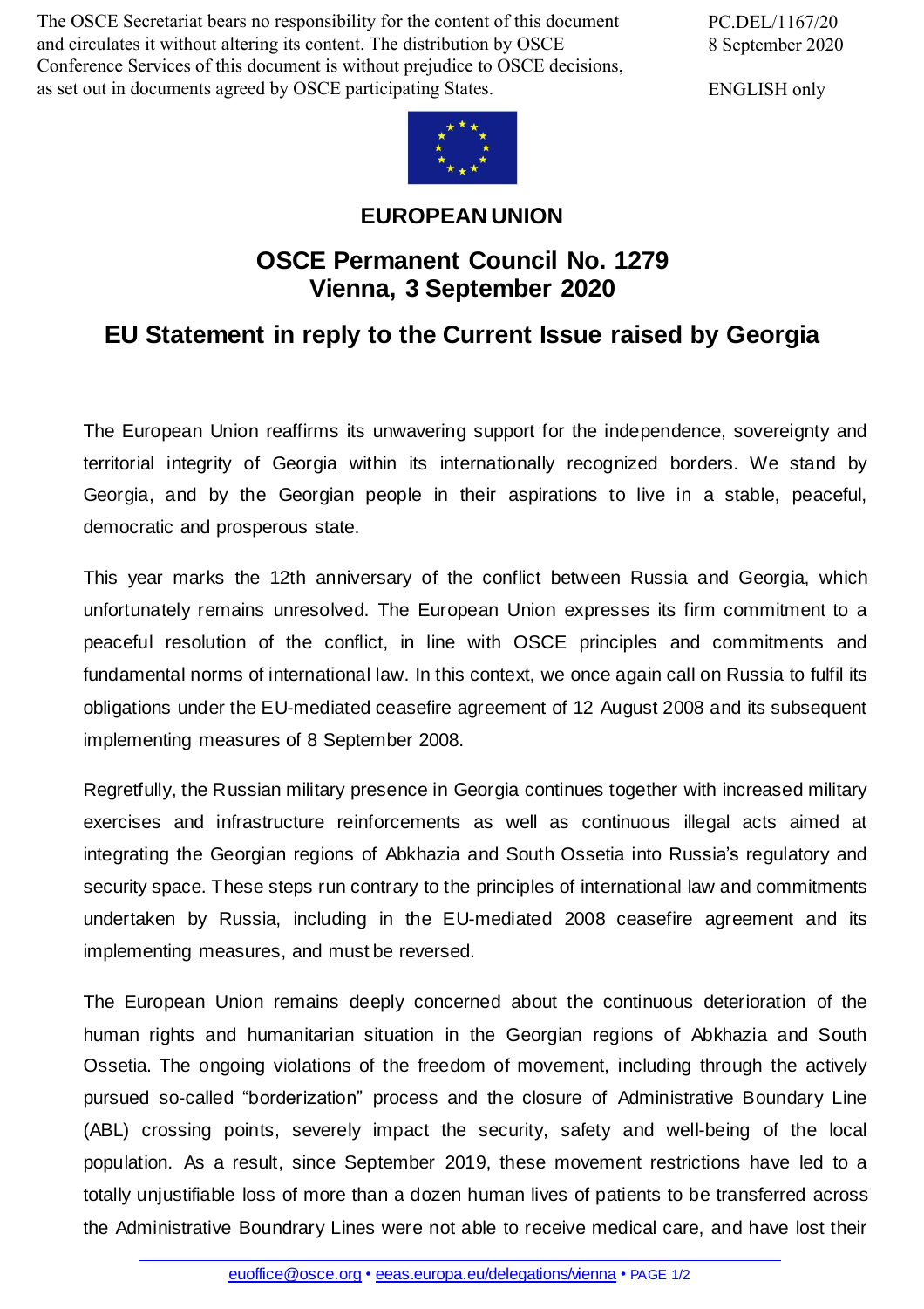The OSCE Secretariat bears no responsibility for the content of this document and circulates it without altering its content. The distribution by OSCE Conference Services of this document is without prejudice to OSCE decisions, as set out in documents agreed by OSCE participating States.

PC.DEL/1167/20
8 September 2020

ENGLISH only

**EUROPEAN UNION**

## OSCE Permanent Council No. 1279
## Vienna, 3 September 2020

# EU Statement in reply to the Current Issue raised by Georgia

The European Union reaffirms its unwavering support for the independence, sovereignty and territorial integrity of Georgia within its internationally recognized borders. We stand by Georgia, and by the Georgian people in their aspirations to live in a stable, peaceful, democratic and prosperous state.

This year marks the 12th anniversary of the conflict between Russia and Georgia, which unfortunately remains unresolved. The European Union expresses its firm commitment to a peaceful resolution of the conflict, in line with OSCE principles and commitments and fundamental norms of international law. In this context, we once again call on Russia to fulfil its obligations under the EU-mediated ceasefire agreement of 12 August 2008 and its subsequent implementing measures of 8 September 2008.

Regretfully, the Russian military presence in Georgia continues together with increased military exercises and infrastructure reinforcements as well as continuous illegal acts aimed at integrating the Georgian regions of Abkhazia and South Ossetia into Russia's regulatory and security space. These steps run contrary to the principles of international law and commitments undertaken by Russia, including in the EU-mediated 2008 ceasefire agreement and its implementing measures, and must be reversed.

The European Union remains deeply concerned about the continuous deterioration of the human rights and humanitarian situation in the Georgian regions of Abkhazia and South Ossetia. The ongoing violations of the freedom of movement, including through the actively pursued so-called "borderization" process and the closure of Administrative Boundary Line (ABL) crossing points, severely impact the security, safety and well-being of the local population. As a result, since September 2019, these movement restrictions have led to a totally unjustifiable loss of more than a dozen human lives of patients to be transferred across the Administrative Boundrary Lines were not able to receive medical care, and have lost their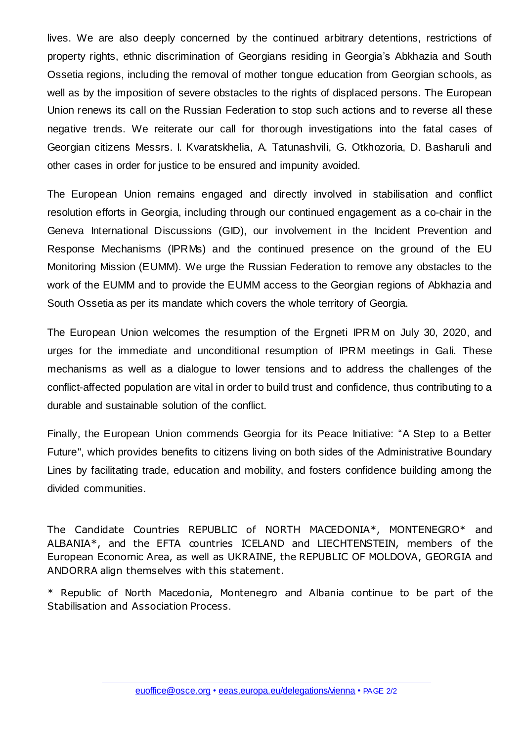lives. We are also deeply concerned by the continued arbitrary detentions, restrictions of property rights, ethnic discrimination of Georgians residing in Georgia's Abkhazia and South Ossetia regions, including the removal of mother tongue education from Georgian schools, as well as by the imposition of severe obstacles to the rights of displaced persons. The European Union renews its call on the Russian Federation to stop such actions and to reverse all these negative trends. We reiterate our call for thorough investigations into the fatal cases of Georgian citizens Messrs. I. Kvaratskhelia, A. Tatunashvili, G. Otkhozoria, D. Basharuli and other cases in order for justice to be ensured and impunity avoided.

The European Union remains engaged and directly involved in stabilisation and conflict resolution efforts in Georgia, including through our continued engagement as a co-chair in the Geneva International Discussions (GID), our involvement in the Incident Prevention and Response Mechanisms (IPRMs) and the continued presence on the ground of the EU Monitoring Mission (EUMM). We urge the Russian Federation to remove any obstacles to the work of the EUMM and to provide the EUMM access to the Georgian regions of Abkhazia and South Ossetia as per its mandate which covers the whole territory of Georgia.

The European Union welcomes the resumption of the Ergneti IPRM on July 30, 2020, and urges for the immediate and unconditional resumption of IPRM meetings in Gali. These mechanisms as well as a dialogue to lower tensions and to address the challenges of the conflict-affected population are vital in order to build trust and confidence, thus contributing to a durable and sustainable solution of the conflict.

Finally, the European Union commends Georgia for its Peace Initiative: "A Step to a Better Future", which provides benefits to citizens living on both sides of the Administrative Boundary Lines by facilitating trade, education and mobility, and fosters confidence building among the divided communities.

The Candidate Countries REPUBLIC of NORTH MACEDONIA*, MONTENEGRO* and ALBANIA*, and the EFTA countries ICELAND and LIECHTENSTEIN, members of the European Economic Area, as well as UKRAINE, the REPUBLIC OF MOLDOVA, GEORGIA and ANDORRA align themselves with this statement.

* Republic of North Macedonia, Montenegro and Albania continue to be part of the Stabilisation and Association Process.